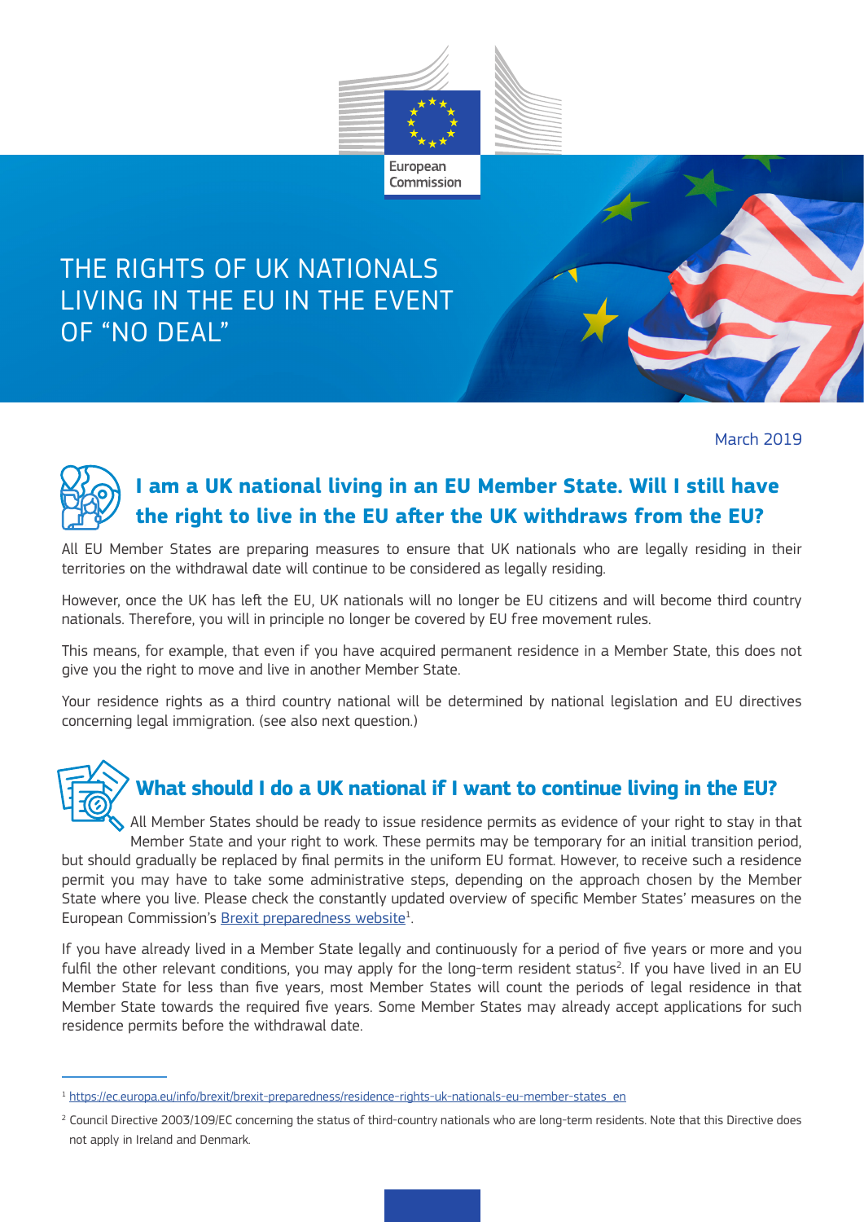# THE RIGHTS OF UK NATIONALS LIVING IN THE EU IN THE EVENT OF "NO DEAL"

March 2019

## I am a UK national living in an EU Member State. Will I still have the right to live in the EU after the UK withdraws from the EU?

All EU Member States are preparing measures to ensure that UK nationals who are legally residing in their territories on the withdrawal date will continue to be considered as legally residing.

However, once the UK has left the EU, UK nationals will no longer be EU citizens and will become third country nationals. Therefore, you will in principle no longer be covered by EU free movement rules.

This means, for example, that even if you have acquired permanent residence in a Member State, this does not give you the right to move and live in another Member State.

Your residence rights as a third country national will be determined by national legislation and EU directives concerning legal immigration. (see also next question.)

## What should I do a UK national if I want to continue living in the EU?

All Member States should be ready to issue residence permits as evidence of your right to stay in that Member State and your right to work. These permits may be temporary for an initial transition period, but should gradually be replaced by final permits in the uniform EU format. However, to receive such a residence permit you may have to take some administrative steps, depending on the approach chosen by the Member State where you live. Please check the constantly updated overview of specific Member States' measures on the European Commission's Brexit preparedness website[1].

If you have already lived in a Member State legally and continuously for a period of five years or more and you fulfil the other relevant conditions, you may apply for the long-term resident status[2]. If you have lived in an EU Member State for less than five years, most Member States will count the periods of legal residence in that Member State towards the required five years. Some Member States may already accept applications for such residence permits before the withdrawal date.

---

[1] https://ec.europa.eu/info/brexit/brexit-preparedness/residence-rights-uk-nationals-eu-member-states_en

[2] Council Directive 2003/109/EC concerning the status of third-country nationals who are long-term residents. Note that this Directive does not apply in Ireland and Denmark.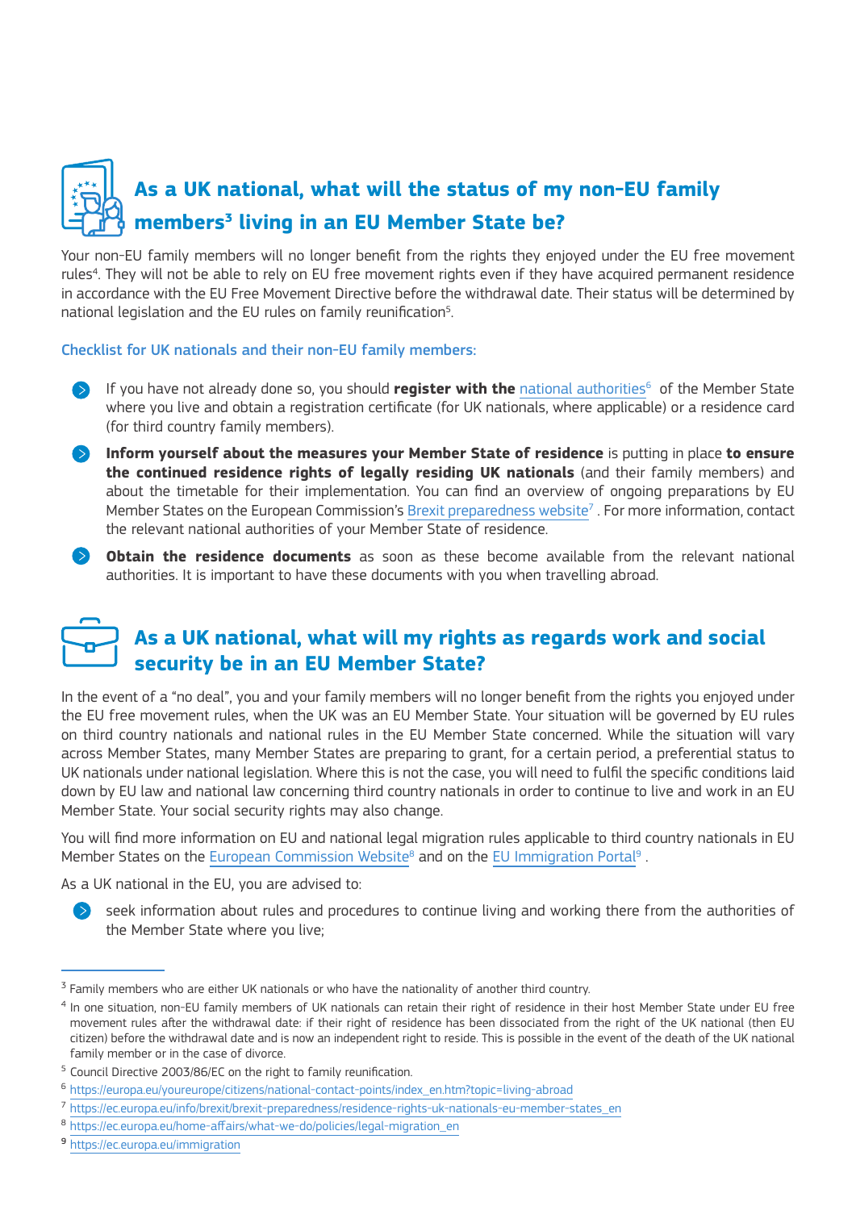## As a UK national, what will the status of my non-EU family members[3] living in an EU Member State be?

Your non-EU family members will no longer benefit from the rights they enjoyed under the EU free movement rules[4]. They will not be able to rely on EU free movement rights even if they have acquired permanent residence in accordance with the EU Free Movement Directive before the withdrawal date. Their status will be determined by national legislation and the EU rules on family reunification[5].

Checklist for UK nationals and their non-EU family members:

- If you have not already done so, you should **register with the** national authorities[6] of the Member State where you live and obtain a registration certificate (for UK nationals, where applicable) or a residence card (for third country family members).
- **Inform yourself about the measures your Member State of residence** is putting in place **to ensure the continued residence rights of legally residing UK nationals** (and their family members) and about the timetable for their implementation. You can find an overview of ongoing preparations by EU Member States on the European Commission's Brexit preparedness website[7] . For more information, contact the relevant national authorities of your Member State of residence.
- **Obtain the residence documents** as soon as these become available from the relevant national authorities. It is important to have these documents with you when travelling abroad.

## As a UK national, what will my rights as regards work and social security be in an EU Member State?

In the event of a "no deal", you and your family members will no longer benefit from the rights you enjoyed under the EU free movement rules, when the UK was an EU Member State. Your situation will be governed by EU rules on third country nationals and national rules in the EU Member State concerned. While the situation will vary across Member States, many Member States are preparing to grant, for a certain period, a preferential status to UK nationals under national legislation. Where this is not the case, you will need to fulfil the specific conditions laid down by EU law and national law concerning third country nationals in order to continue to live and work in an EU Member State. Your social security rights may also change.

You will find more information on EU and national legal migration rules applicable to third country nationals in EU Member States on the European Commission Website[8] and on the EU Immigration Portal[9] .

As a UK national in the EU, you are advised to:

- seek information about rules and procedures to continue living and working there from the authorities of the Member State where you live;

---

[3] Family members who are either UK nationals or who have the nationality of another third country.

[4] In one situation, non-EU family members of UK nationals can retain their right of residence in their host Member State under EU free movement rules after the withdrawal date: if their right of residence has been dissociated from the right of the UK national (then EU citizen) before the withdrawal date and is now an independent right to reside. This is possible in the event of the death of the UK national family member or in the case of divorce.

[5] Council Directive 2003/86/EC on the right to family reunification.

[6] https://europa.eu/youreurope/citizens/national-contact-points/index_en.htm?topic=living-abroad

[7] https://ec.europa.eu/info/brexit/brexit-preparedness/residence-rights-uk-nationals-eu-member-states_en

[8] https://ec.europa.eu/home-affairs/what-we-do/policies/legal-migration_en

[9] https://ec.europa.eu/immigration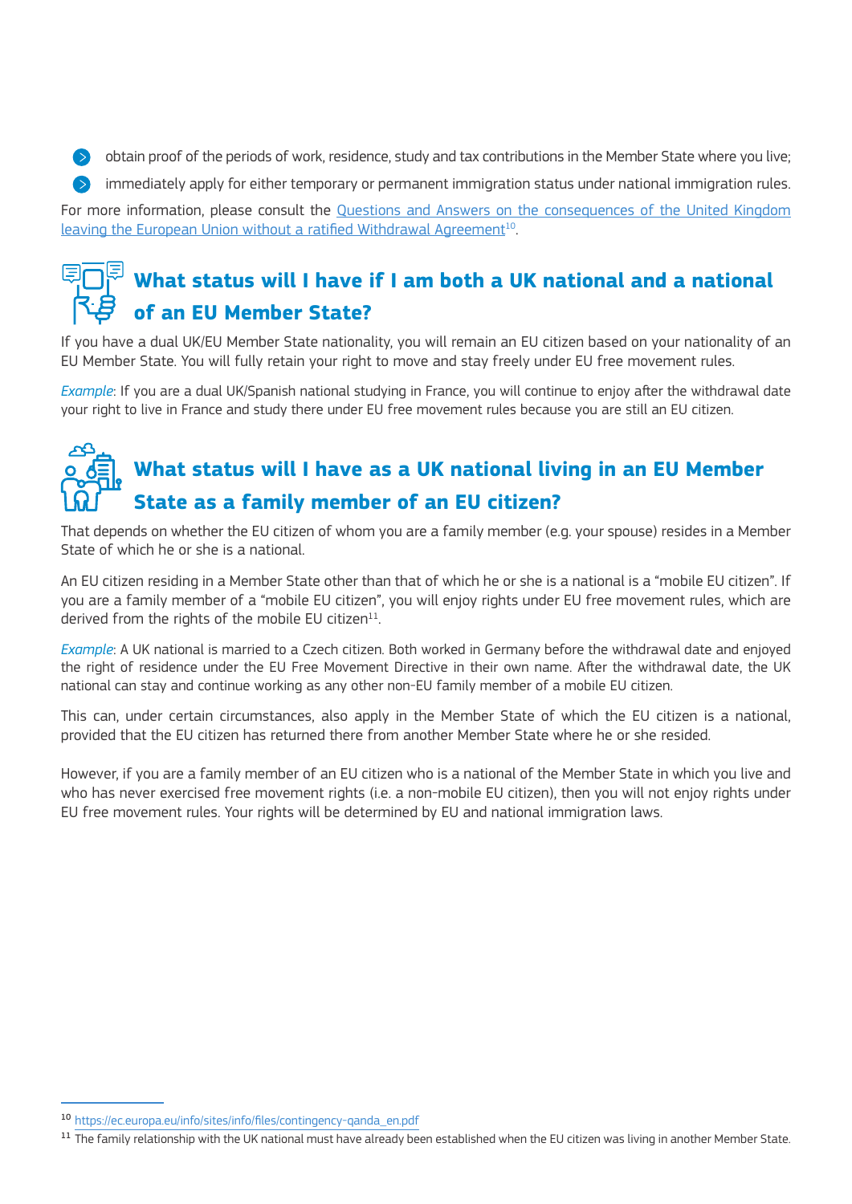- obtain proof of the periods of work, residence, study and tax contributions in the Member State where you live;
- immediately apply for either temporary or permanent immigration status under national immigration rules.

For more information, please consult the [Questions and Answers on the consequences of the United Kingdom leaving the European Union without a ratified Withdrawal Agreement](https://ec.europa.eu/info/sites/info/files/contingency-qanda_en.pdf)[10].

## What status will I have if I am both a UK national and a national of an EU Member State?

If you have a dual UK/EU Member State nationality, you will remain an EU citizen based on your nationality of an EU Member State. You will fully retain your right to move and stay freely under EU free movement rules.

*Example*: If you are a dual UK/Spanish national studying in France, you will continue to enjoy after the withdrawal date your right to live in France and study there under EU free movement rules because you are still an EU citizen.

## What status will I have as a UK national living in an EU Member State as a family member of an EU citizen?

That depends on whether the EU citizen of whom you are a family member (e.g. your spouse) resides in a Member State of which he or she is a national.

An EU citizen residing in a Member State other than that of which he or she is a national is a "mobile EU citizen". If you are a family member of a "mobile EU citizen", you will enjoy rights under EU free movement rules, which are derived from the rights of the mobile EU citizen[11].

*Example*: A UK national is married to a Czech citizen. Both worked in Germany before the withdrawal date and enjoyed the right of residence under the EU Free Movement Directive in their own name. After the withdrawal date, the UK national can stay and continue working as any other non-EU family member of a mobile EU citizen.

This can, under certain circumstances, also apply in the Member State of which the EU citizen is a national, provided that the EU citizen has returned there from another Member State where he or she resided.

However, if you are a family member of an EU citizen who is a national of the Member State in which you live and who has never exercised free movement rights (i.e. a non-mobile EU citizen), then you will not enjoy rights under EU free movement rules. Your rights will be determined by EU and national immigration laws.

---

[10] https://ec.europa.eu/info/sites/info/files/contingency-qanda_en.pdf

[11] The family relationship with the UK national must have already been established when the EU citizen was living in another Member State.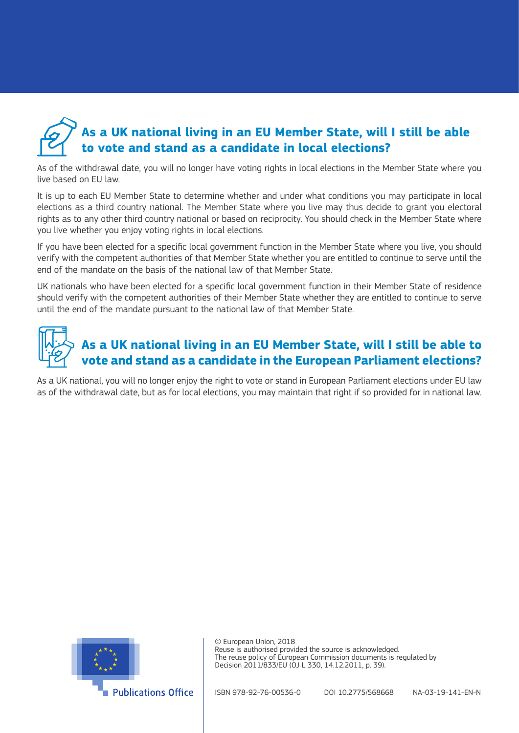## As a UK national living in an EU Member State, will I still be able to vote and stand as a candidate in local elections?

As of the withdrawal date, you will no longer have voting rights in local elections in the Member State where you live based on EU law.

It is up to each EU Member State to determine whether and under what conditions you may participate in local elections as a third country national. The Member State where you live may thus decide to grant you electoral rights as to any other third country national or based on reciprocity. You should check in the Member State where you live whether you enjoy voting rights in local elections.

If you have been elected for a specific local government function in the Member State where you live, you should verify with the competent authorities of that Member State whether you are entitled to continue to serve until the end of the mandate on the basis of the national law of that Member State.

UK nationals who have been elected for a specific local government function in their Member State of residence should verify with the competent authorities of their Member State whether they are entitled to continue to serve until the end of the mandate pursuant to the national law of that Member State.

## As a UK national living in an EU Member State, will I still be able to vote and stand as a candidate in the European Parliament elections?

As a UK national, you will no longer enjoy the right to vote or stand in European Parliament elections under EU law as of the withdrawal date, but as for local elections, you may maintain that right if so provided for in national law.

Publications Office

© European Union, 2018
Reuse is authorised provided the source is acknowledged.
The reuse policy of European Commission documents is regulated by Decision 2011/833/EU (OJ L 330, 14.12.2011, p. 39).

ISBN 978-92-76-00536-0 DOI 10.2775/568668 NA-03-19-141-EN-N